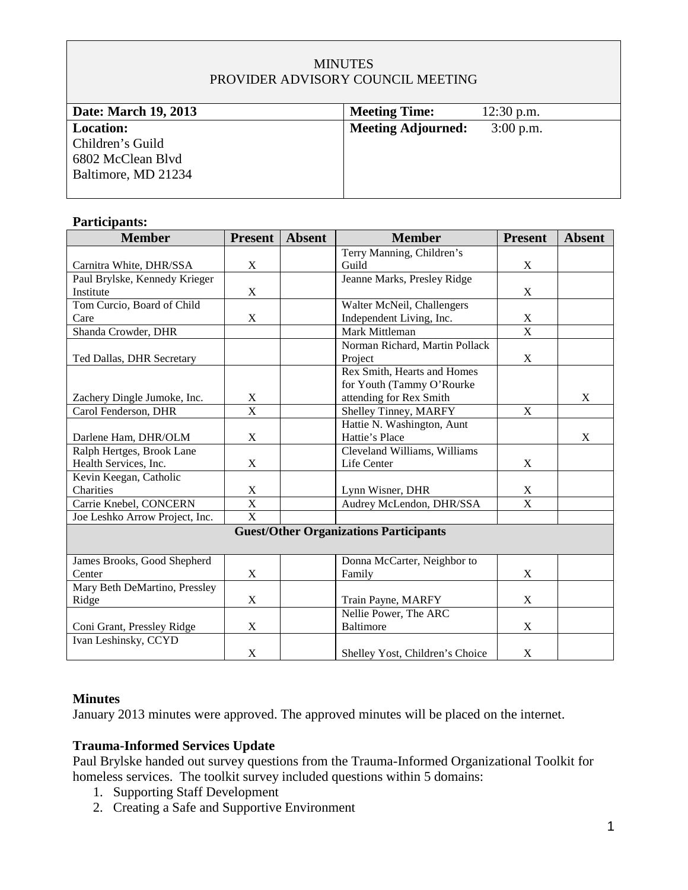# MINUTES
## PROVIDER ADVISORY COUNCIL MEETING

| **Date: March 19, 2013** | **Meeting Time:** 12:30 p.m. |
|---|---|
| **Location:** Children's Guild 6802 McClean Blvd Baltimore, MD 21234 | **Meeting Adjourned:** 3:00 p.m. |

**Participants:**

| Member | Present | Absent | Member | Present | Absent |
|---|---|---|---|---|---|
| Carnitra White, DHR/SSA | X | | Terry Manning, Children's Guild | X | |
| Paul Brylske, Kennedy Krieger Institute | X | | Jeanne Marks, Presley Ridge | X | |
| Tom Curcio, Board of Child Care | X | | Walter McNeil, Challengers Independent Living, Inc. | X | |
| Shanda Crowder, DHR | | | Mark Mittleman | X | |
| Ted Dallas, DHR Secretary | | | Norman Richard, Martin Pollack Project | X | |
| Zachery Dingle Jumoke, Inc. | X | | Rex Smith, Hearts and Homes for Youth (Tammy O'Rourke attending for Rex Smith | | X |
| Carol Fenderson, DHR | X | | Shelley Tinney, MARFY | X | |
| Darlene Ham, DHR/OLM | X | | Hattie N. Washington, Aunt Hattie's Place | | X |
| Ralph Hertges, Brook Lane Health Services, Inc. | X | | Cleveland Williams, Williams Life Center | X | |
| Kevin Keegan, Catholic Charities | X | | Lynn Wisner, DHR | X | |
| Carrie Knebel, CONCERN | X | | Audrey McLendon, DHR/SSA | X | |
| Joe Leshko Arrow Project, Inc. | X | | | | |
| **Guest/Other Organizations Participants** | | | | | |
| James Brooks, Good Shepherd Center | X | | Donna McCarter, Neighbor to Family | X | |
| Mary Beth DeMartino, Pressley Ridge | X | | Train Payne, MARFY | X | |
| Coni Grant, Pressley Ridge | X | | Nellie Power, The ARC Baltimore | X | |
| Ivan Leshinsky, CCYD | X | | Shelley Yost, Children's Choice | X | |

**Minutes**

January 2013 minutes were approved. The approved minutes will be placed on the internet.

**Trauma-Informed Services Update**

Paul Brylske handed out survey questions from the Trauma-Informed Organizational Toolkit for homeless services. The toolkit survey included questions within 5 domains:

1. Supporting Staff Development
2. Creating a Safe and Supportive Environment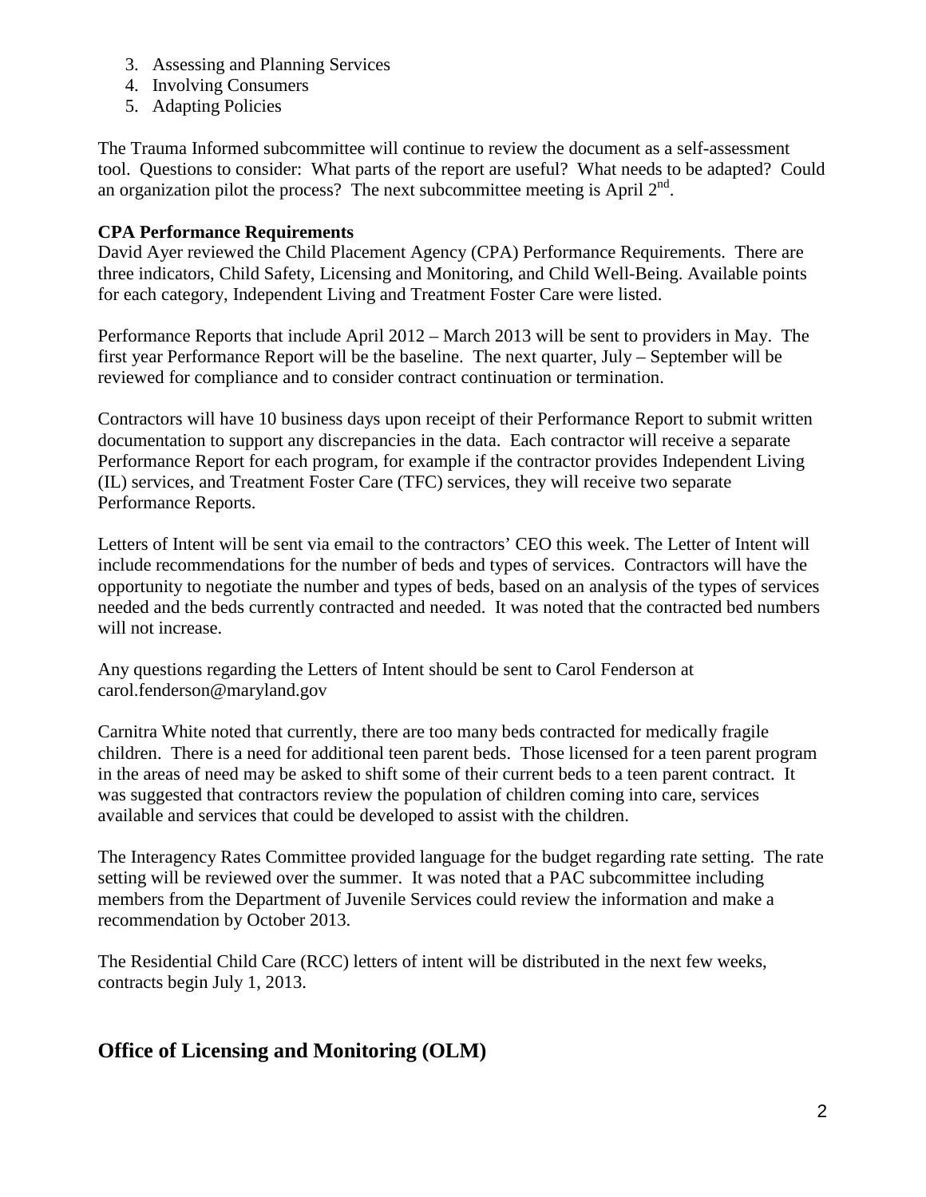3. Assessing and Planning Services
4. Involving Consumers
5. Adapting Policies

The Trauma Informed subcommittee will continue to review the document as a self-assessment tool. Questions to consider: What parts of the report are useful? What needs to be adapted? Could an organization pilot the process? The next subcommittee meeting is April 2nd.

**CPA Performance Requirements**

David Ayer reviewed the Child Placement Agency (CPA) Performance Requirements. There are three indicators, Child Safety, Licensing and Monitoring, and Child Well-Being. Available points for each category, Independent Living and Treatment Foster Care were listed.

Performance Reports that include April 2012 – March 2013 will be sent to providers in May. The first year Performance Report will be the baseline. The next quarter, July – September will be reviewed for compliance and to consider contract continuation or termination.

Contractors will have 10 business days upon receipt of their Performance Report to submit written documentation to support any discrepancies in the data. Each contractor will receive a separate Performance Report for each program, for example if the contractor provides Independent Living (IL) services, and Treatment Foster Care (TFC) services, they will receive two separate Performance Reports.

Letters of Intent will be sent via email to the contractors' CEO this week. The Letter of Intent will include recommendations for the number of beds and types of services. Contractors will have the opportunity to negotiate the number and types of beds, based on an analysis of the types of services needed and the beds currently contracted and needed. It was noted that the contracted bed numbers will not increase.

Any questions regarding the Letters of Intent should be sent to Carol Fenderson at carol.fenderson@maryland.gov

Carnitra White noted that currently, there are too many beds contracted for medically fragile children. There is a need for additional teen parent beds. Those licensed for a teen parent program in the areas of need may be asked to shift some of their current beds to a teen parent contract. It was suggested that contractors review the population of children coming into care, services available and services that could be developed to assist with the children.

The Interagency Rates Committee provided language for the budget regarding rate setting. The rate setting will be reviewed over the summer. It was noted that a PAC subcommittee including members from the Department of Juvenile Services could review the information and make a recommendation by October 2013.

The Residential Child Care (RCC) letters of intent will be distributed in the next few weeks, contracts begin July 1, 2013.

## Office of Licensing and Monitoring (OLM)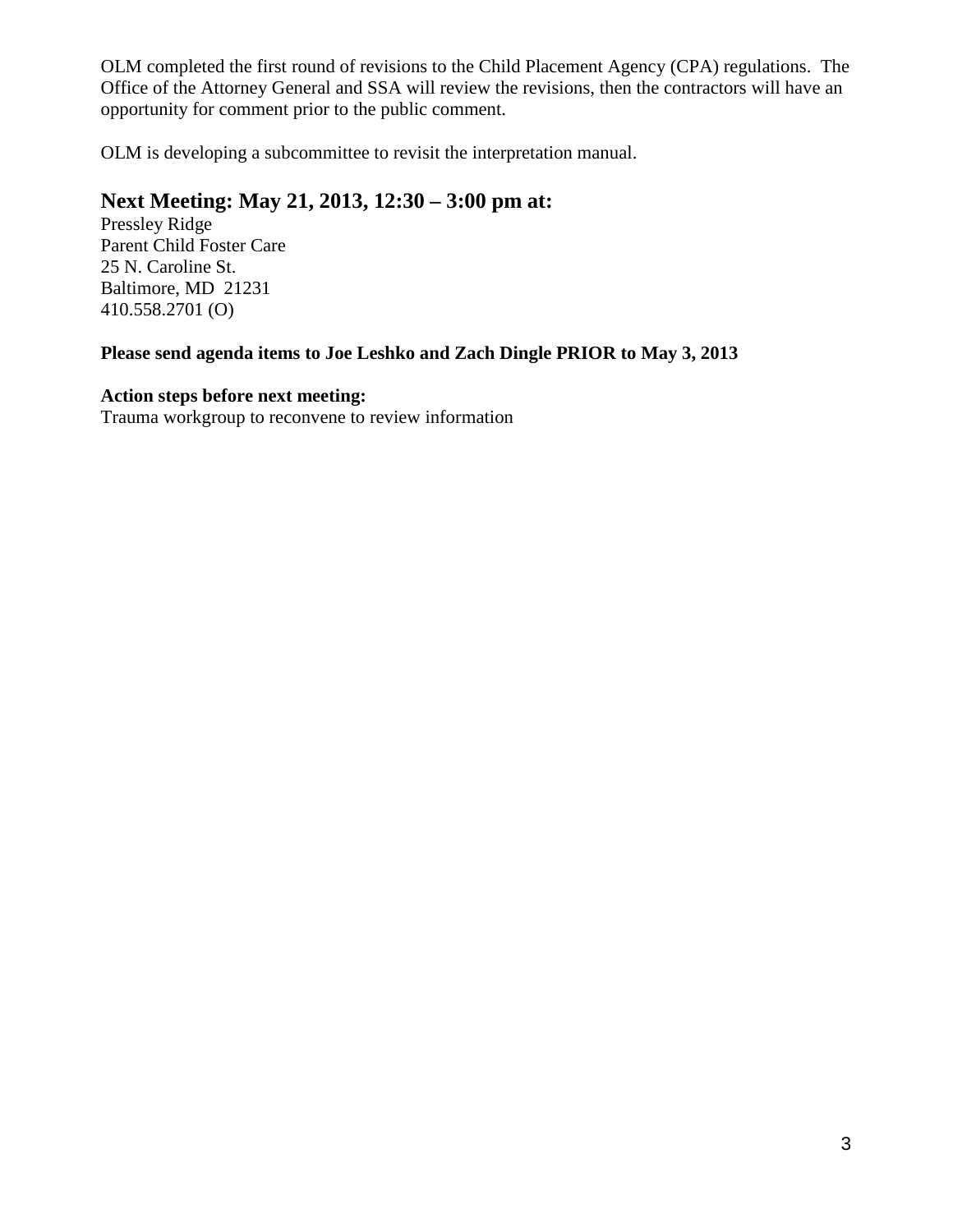OLM completed the first round of revisions to the Child Placement Agency (CPA) regulations. The Office of the Attorney General and SSA will review the revisions, then the contractors will have an opportunity for comment prior to the public comment.

OLM is developing a subcommittee to revisit the interpretation manual.

## Next Meeting: May 21, 2013, 12:30 – 3:00 pm at:

Pressley Ridge
Parent Child Foster Care
25 N. Caroline St.
Baltimore, MD 21231
410.558.2701 (O)

**Please send agenda items to Joe Leshko and Zach Dingle PRIOR to May 3, 2013**

**Action steps before next meeting:**
Trauma workgroup to reconvene to review information